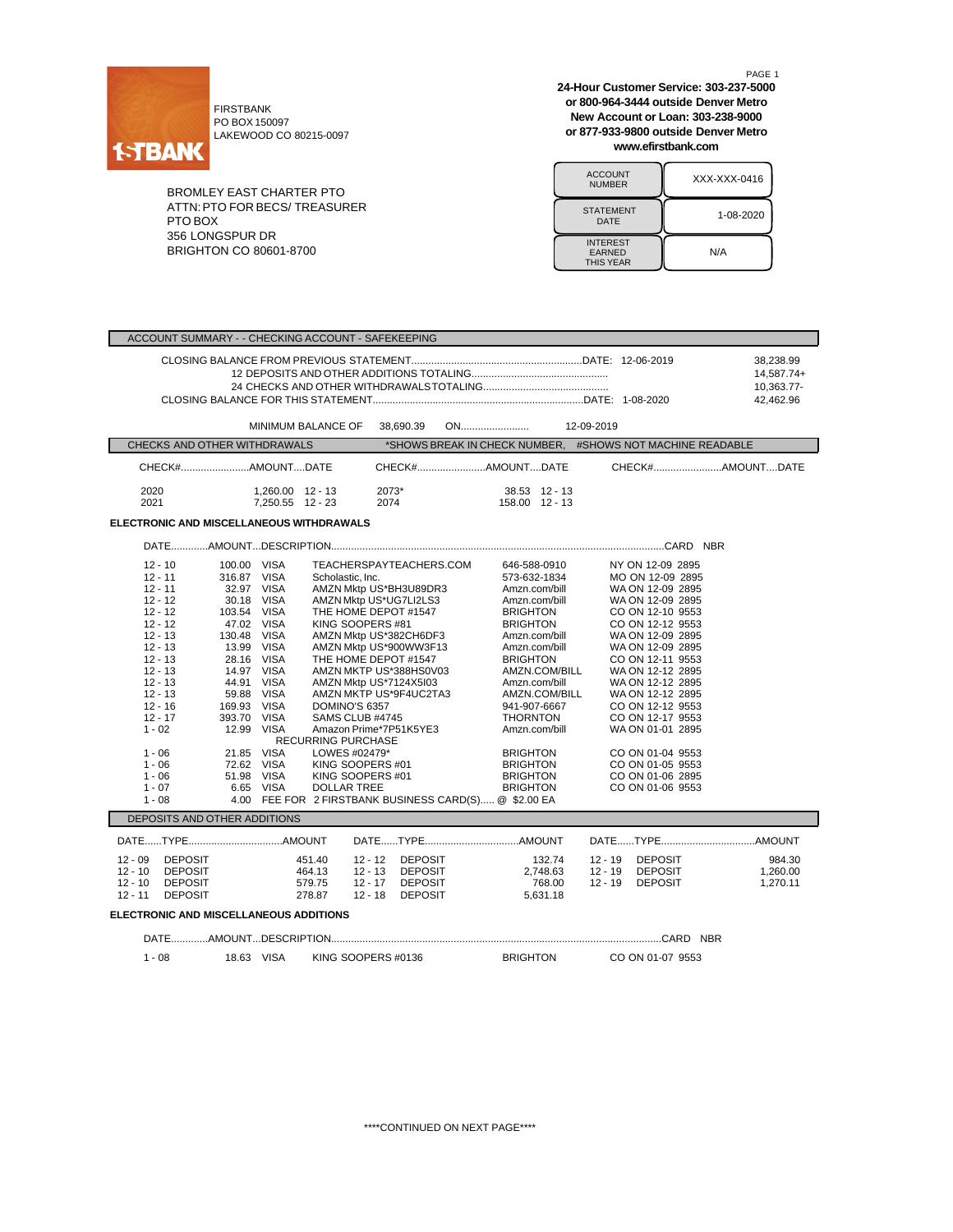1STBANK

FIRSTBANK
PO BOX 150097
LAKEWOOD CO 80215-0097

**24-Hour Customer Service: 303-237-5000**
**or 800-964-3444 outside Denver Metro**
**New Account or Loan: 303-238-9000**
**or 877-933-9800 outside Denver Metro**
**www.efirstbank.com**

BROMLEY EAST CHARTER PTO
ATTN: PTO FOR BECS/ TREASURER
PTO BOX
356 LONGSPUR DR
BRIGHTON CO 80601-8700

| | |
|---|---|
| ACCOUNT NUMBER | XXX-XXX-0416 |
| STATEMENT DATE | 1-08-2020 |
| INTEREST EARNED THIS YEAR | N/A |

## ACCOUNT SUMMARY - - CHECKING ACCOUNT - SAFEKEEPING

| Description | Date | Amount |
|---|---|---|
| CLOSING BALANCE FROM PREVIOUS STATEMENT | 12-06-2019 | 38,238.99 |
| 12 DEPOSITS AND OTHER ADDITIONS TOTALING | | 14,587.74+ |
| 24 CHECKS AND OTHER WITHDRAWALS TOTALING | | 10,363.77- |
| CLOSING BALANCE FOR THIS STATEMENT | 1-08-2020 | 42,462.96 |

MINIMUM BALANCE OF 38,690.39 ON 12-09-2019

## CHECKS AND OTHER WITHDRAWALS

*SHOWS BREAK IN CHECK NUMBER, #SHOWS NOT MACHINE READABLE

| CHECK# | AMOUNT | DATE | CHECK# | AMOUNT | DATE |
|---|---|---|---|---|---|
| 2020 | 1,260.00 | 12 - 13 | 2073* | 38.53 | 12 - 13 |
| 2021 | 7,250.55 | 12 - 23 | 2074 | 158.00 | 12 - 13 |

### ELECTRONIC AND MISCELLANEOUS WITHDRAWALS

| DATE | AMOUNT | | DESCRIPTION | | CARD NBR |
|---|---|---|---|---|---|
| 12 - 10 | 100.00 | VISA | TEACHERSPAYTEACHERS.COM | 646-588-0910 | NY ON 12-09 2895 |
| 12 - 11 | 316.87 | VISA | Scholastic, Inc. | 573-632-1834 | MO ON 12-09 2895 |
| 12 - 11 | 32.97 | VISA | AMZN Mktp US*BH3U89DR3 | Amzn.com/bill | WA ON 12-09 2895 |
| 12 - 12 | 30.18 | VISA | AMZN Mktp US*UG7LI2LS3 | Amzn.com/bill | WA ON 12-09 2895 |
| 12 - 12 | 103.54 | VISA | THE HOME DEPOT #1547 | BRIGHTON | CO ON 12-10 9553 |
| 12 - 12 | 47.02 | VISA | KING SOOPERS #81 | BRIGHTON | CO ON 12-12 9553 |
| 12 - 13 | 130.48 | VISA | AMZN Mktp US*382CH6DF3 | Amzn.com/bill | WA ON 12-09 2895 |
| 12 - 13 | 13.99 | VISA | AMZN Mktp US*900WW3F13 | Amzn.com/bill | WA ON 12-09 2895 |
| 12 - 13 | 28.16 | VISA | THE HOME DEPOT #1547 | BRIGHTON | CO ON 12-11 9553 |
| 12 - 13 | 14.97 | VISA | AMZN MKTP US*388HS0V03 | AMZN.COM/BILL | WA ON 12-12 2895 |
| 12 - 13 | 44.91 | VISA | AMZN Mktp US*7124X5I03 | Amzn.com/bill | WA ON 12-12 2895 |
| 12 - 13 | 59.88 | VISA | AMZN MKTP US*9F4UC2TA3 | AMZN.COM/BILL | WA ON 12-12 2895 |
| 12 - 16 | 169.93 | VISA | DOMINO'S 6357 | 941-907-6667 | CO ON 12-12 9553 |
| 12 - 17 | 393.70 | VISA | SAMS CLUB #4745 | THORNTON | CO ON 12-17 9553 |
| 1 - 02 | 12.99 | VISA | Amazon Prime*7P51K5YE3 RECURRING PURCHASE | Amzn.com/bill | WA ON 01-01 2895 |
| 1 - 06 | 21.85 | VISA | LOWES #02479* | BRIGHTON | CO ON 01-04 9553 |
| 1 - 06 | 72.62 | VISA | KING SOOPERS #01 | BRIGHTON | CO ON 01-05 9553 |
| 1 - 06 | 51.98 | VISA | KING SOOPERS #01 | BRIGHTON | CO ON 01-06 2895 |
| 1 - 07 | 6.65 | VISA | DOLLAR TREE | BRIGHTON | CO ON 01-06 9553 |
| 1 - 08 | 4.00 | FEE FOR | 2 FIRSTBANK BUSINESS CARD(S)..... @ $2.00 EA | | |

## DEPOSITS AND OTHER ADDITIONS

| DATE | TYPE | AMOUNT | DATE | TYPE | AMOUNT | DATE | TYPE | AMOUNT |
|---|---|---|---|---|---|---|---|---|
| 12 - 09 | DEPOSIT | 451.40 | 12 - 12 | DEPOSIT | 132.74 | 12 - 19 | DEPOSIT | 984.30 |
| 12 - 10 | DEPOSIT | 464.13 | 12 - 13 | DEPOSIT | 2,748.63 | 12 - 19 | DEPOSIT | 1,260.00 |
| 12 - 10 | DEPOSIT | 579.75 | 12 - 17 | DEPOSIT | 768.00 | 12 - 19 | DEPOSIT | 1,270.11 |
| 12 - 11 | DEPOSIT | 278.87 | 12 - 18 | DEPOSIT | 5,631.18 | | | |

### ELECTRONIC AND MISCELLANEOUS ADDITIONS

| DATE | AMOUNT | | DESCRIPTION | | CARD NBR |
|---|---|---|---|---|---|
| 1 - 08 | 18.63 | VISA | KING SOOPERS #0136 | BRIGHTON | CO ON 01-07 9553 |

****CONTINUED ON NEXT PAGE****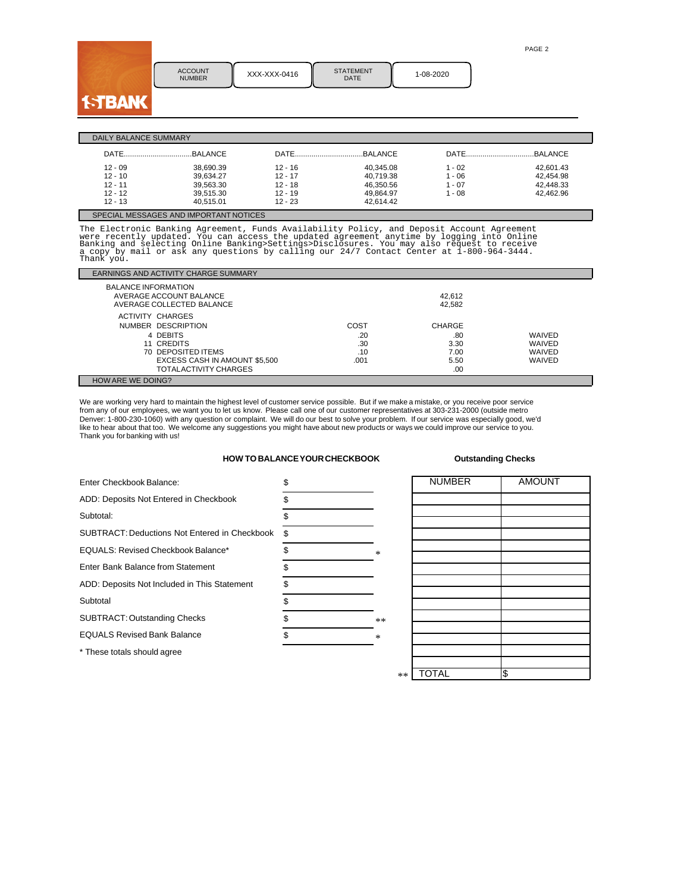1STBANK

| ACCOUNT NUMBER | XXX-XXX-0416 | STATEMENT DATE | 1-08-2020 |
|---|---|---|---|

## DAILY BALANCE SUMMARY

| DATE | BALANCE | DATE | BALANCE | DATE | BALANCE |
|---|---|---|---|---|---|
| 12 - 09 | 38,690.39 | 12 - 16 | 40,345.08 | 1 - 02 | 42,601.43 |
| 12 - 10 | 39,634.27 | 12 - 17 | 40,719.38 | 1 - 06 | 42,454.98 |
| 12 - 11 | 39,563.30 | 12 - 18 | 46,350.56 | 1 - 07 | 42,448.33 |
| 12 - 12 | 39,515.30 | 12 - 19 | 49,864.97 | 1 - 08 | 42,462.96 |
| 12 - 13 | 40,515.01 | 12 - 23 | 42,614.42 | | |

## SPECIAL MESSAGES AND IMPORTANT NOTICES

The Electronic Banking Agreement, Funds Availability Policy, and Deposit Account Agreement were recently updated. You can access the updated agreement anytime by logging into Online Banking and selecting Online Banking>Settings>Disclosures. You may also request to receive a copy by mail or ask any questions by calling our 24/7 Contact Center at 1-800-964-3444. Thank you.

## EARNINGS AND ACTIVITY CHARGE SUMMARY

BALANCE INFORMATION

| | |
|---|---|
| AVERAGE ACCOUNT BALANCE | 42,612 |
| AVERAGE COLLECTED BALANCE | 42,582 |

ACTIVITY CHARGES

| NUMBER | DESCRIPTION | COST | CHARGE | |
|---|---|---|---|---|
| 4 | DEBITS | .20 | .80 | WAIVED |
| 11 | CREDITS | .30 | 3.30 | WAIVED |
| 70 | DEPOSITED ITEMS | .10 | 7.00 | WAIVED |
| | EXCESS CASH IN AMOUNT $5,500 | .001 | 5.50 | WAIVED |
| | TOTAL ACTIVITY CHARGES | | .00 | |

## HOW ARE WE DOING?

We are working very hard to maintain the highest level of customer service possible. But if we make a mistake, or you receive poor service from any of our employees, we want you to let us know. Please call one of our customer representatives at 303-231-2000 (outside metro Denver: 1-800-230-1060) with any question or complaint. We will do our best to solve your problem. If our service was especially good, we'd like to hear about that too. We welcome any suggestions you might have about new products or ways we could improve our service to you. Thank you for banking with us!

### HOW TO BALANCE YOUR CHECKBOOK

| | | |
|---|---|---|
| Enter Checkbook Balance: | $ | |
| ADD: Deposits Not Entered in Checkbook | $ | |
| Subtotal: | $ | |
| SUBTRACT: Deductions Not Entered in Checkbook | $ | |
| EQUALS: Revised Checkbook Balance* | $ | * |
| Enter Bank Balance from Statement | $ | |
| ADD: Deposits Not Included in This Statement | $ | |
| Subtotal | $ | |
| SUBTRACT: Outstanding Checks | $ | ** |
| EQUALS Revised Bank Balance | $ | * |

* These totals should agree

### Outstanding Checks

| NUMBER | AMOUNT |
|---|---|
| | |
| | |
| | |
| | |
| | |
| | |
| | |
| | |
| | |
| | |
| | |
| | |
| | |
| | |
| | |
| ** TOTAL | $ |